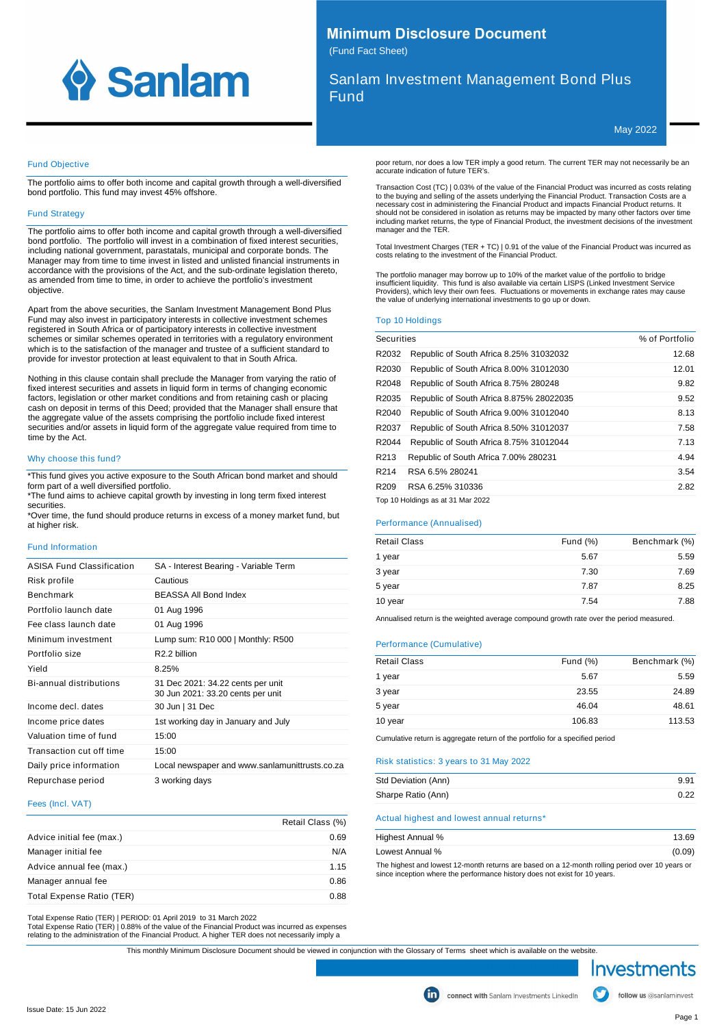# Minimum Disclosure Document

(Fund Fact Sheet)

## Sanlam Investment Management Bond Plus Fund

May 2022

### Fund Objective

The portfolio aims to offer both income and capital growth through a well-diversified bond portfolio. This fund may invest 45% offshore.

### Fund Strategy

The portfolio aims to offer both income and capital growth through a well-diversified bond portfolio. The portfolio will invest in a combination of fixed interest securities, including national government, parastatals, municipal and corporate bonds. The Manager may from time to time invest in listed and unlisted financial instruments in accordance with the provisions of the Act, and the sub-ordinate legislation thereto, as amended from time to time, in order to achieve the portfolio's investment objective.

Apart from the above securities, the Sanlam Investment Management Bond Plus Fund may also invest in participatory interests in collective investment schemes registered in South Africa or of participatory interests in collective investment schemes or similar schemes operated in territories with a regulatory environment which is to the satisfaction of the manager and trustee of a sufficient standard to provide for investor protection at least equivalent to that in South Africa.

Nothing in this clause contain shall preclude the Manager from varying the ratio of fixed interest securities and assets in liquid form in terms of changing economic factors, legislation or other market conditions and from retaining cash or placing cash on deposit in terms of this Deed; provided that the Manager shall ensure that the aggregate value of the assets comprising the portfolio include fixed interest securities and/or assets in liquid form of the aggregate value required from time to time by the Act.

### Why choose this fund?

*This fund gives you active exposure to the South African bond market and should form part of a well diversified portfolio.
*The fund aims to achieve capital growth by investing in long term fixed interest securities.
*Over time, the fund should produce returns in excess of a money market fund, but at higher risk.

### Fund Information

| | |
|---|---|
| ASISA Fund Classification | SA - Interest Bearing - Variable Term |
| Risk profile | Cautious |
| Benchmark | BEASSA All Bond Index |
| Portfolio launch date | 01 Aug 1996 |
| Fee class launch date | 01 Aug 1996 |
| Minimum investment | Lump sum: R10 000 \| Monthly: R500 |
| Portfolio size | R2.2 billion |
| Yield | 8.25% |
| Bi-annual distributions | 31 Dec 2021: 34.22 cents per unit<br>30 Jun 2021: 33.20 cents per unit |
| Income decl. dates | 30 Jun \| 31 Dec |
| Income price dates | 1st working day in January and July |
| Valuation time of fund | 15:00 |
| Transaction cut off time | 15:00 |
| Daily price information | Local newspaper and www.sanlamunittrusts.co.za |
| Repurchase period | 3 working days |

### Fees (Incl. VAT)

| | Retail Class (%) |
|---|---|
| Advice initial fee (max.) | 0.69 |
| Manager initial fee | N/A |
| Advice annual fee (max.) | 1.15 |
| Manager annual fee | 0.86 |
| Total Expense Ratio (TER) | 0.88 |

Total Expense Ratio (TER) | PERIOD: 01 April 2019 to 31 March 2022
Total Expense Ratio (TER) | 0.88% of the value of the Financial Product was incurred as expenses relating to the administration of the Financial Product. A higher TER does not necessarily imply a poor return, nor does a low TER imply a good return. The current TER may not necessarily be an accurate indication of future TER's.

Transaction Cost (TC) | 0.03% of the value of the Financial Product was incurred as costs relating to the buying and selling of the assets underlying the Financial Product. Transaction Costs are a necessary cost in administering the Financial Product and impacts Financial Product returns. It should not be considered in isolation as returns may be impacted by many other factors over time including market returns, the type of Financial Product, the investment decisions of the investment manager and the TER.

Total Investment Charges (TER + TC) | 0.91 of the value of the Financial Product was incurred as costs relating to the investment of the Financial Product.

The portfolio manager may borrow up to 10% of the market value of the portfolio to bridge insufficient liquidity. This fund is also available via certain LISPS (Linked Investment Service Providers), which levy their own fees. Fluctuations or movements in exchange rates may cause the value of underlying international investments to go up or down.

### Top 10 Holdings

| Securities | | % of Portfolio |
|---|---|---|
| R2032 | Republic of South Africa 8.25% 31032032 | 12.68 |
| R2030 | Republic of South Africa 8.00% 31012030 | 12.01 |
| R2048 | Republic of South Africa 8.75% 280248 | 9.82 |
| R2035 | Republic of South Africa 8.875% 28022035 | 9.52 |
| R2040 | Republic of South Africa 9.00% 31012040 | 8.13 |
| R2037 | Republic of South Africa 8.50% 31012037 | 7.58 |
| R2044 | Republic of South Africa 8.75% 31012044 | 7.13 |
| R213 | Republic of South Africa 7.00% 280231 | 4.94 |
| R214 | RSA 6.5% 280241 | 3.54 |
| R209 | RSA 6.25% 310336 | 2.82 |

Top 10 Holdings as at 31 Mar 2022

### Performance (Annualised)

| Retail Class | Fund (%) | Benchmark (%) |
|---|---|---|
| 1 year | 5.67 | 5.59 |
| 3 year | 7.30 | 7.69 |
| 5 year | 7.87 | 8.25 |
| 10 year | 7.54 | 7.88 |

Annualised return is the weighted average compound growth rate over the period measured.

### Performance (Cumulative)

| Retail Class | Fund (%) | Benchmark (%) |
|---|---|---|
| 1 year | 5.67 | 5.59 |
| 3 year | 23.55 | 24.89 |
| 5 year | 46.04 | 48.61 |
| 10 year | 106.83 | 113.53 |

Cumulative return is aggregate return of the portfolio for a specified period

### Risk statistics: 3 years to 31 May 2022

| | |
|---|---|
| Std Deviation (Ann) | 9.91 |
| Sharpe Ratio (Ann) | 0.22 |

### Actual highest and lowest annual returns*

| | |
|---|---|
| Highest Annual % | 13.69 |
| Lowest Annual % | (0.09) |

The highest and lowest 12-month returns are based on a 12-month rolling period over 10 years or since inception where the performance history does not exist for 10 years.

This monthly Minimum Disclosure Document should be viewed in conjunction with the Glossary of Terms sheet which is available on the website.

Issue Date: 15 Jun 2022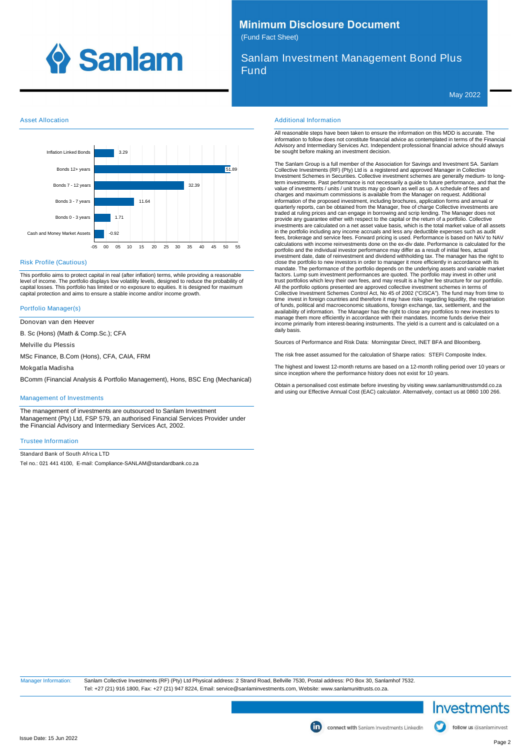# Minimum Disclosure Document

(Fund Fact Sheet)

## Sanlam Investment Management Bond Plus Fund

May 2022

### Asset Allocation

Inflation Linked Bonds 3.29
Bonds 12+ years 51.89
Bonds 7 - 12 years 32.39
Bonds 3 - 7 years 11.64
Bonds 0 - 3 years 1.71
Cash and Money Market Assets -0.92

-05 00 05 10 15 20 25 30 35 40 45 50 55

### Risk Profile (Cautious)

This portfolio aims to protect capital in real (after inflation) terms, while providing a reasonable level of income. The portfolio displays low volatility levels, designed to reduce the probability of capital losses. This portfolio has limited or no exposure to equities. It is designed for maximum capital protection and aims to ensure a stable income and/or income growth.

### Portfolio Manager(s)

Donovan van den Heever

B. Sc (Hons) (Math & Comp.Sc.); CFA

Melville du Plessis

MSc Finance, B.Com (Hons), CFA, CAIA, FRM

Mokgatla Madisha

BComm (Financial Analysis & Portfolio Management), Hons, BSC Eng (Mechanical)

### Management of Investments

The management of investments are outsourced to Sanlam Investment Management (Pty) Ltd, FSP 579, an authorised Financial Services Provider under the Financial Advisory and Intermediary Services Act, 2002.

### Trustee Information

Standard Bank of South Africa LTD

Tel no.: 021 441 4100, E-mail: Compliance-SANLAM@standardbank.co.za

### Additional Information

All reasonable steps have been taken to ensure the information on this MDD is accurate. The information to follow does not constitute financial advice as contemplated in terms of the Financial Advisory and Intermediary Services Act. Independent professional financial advice should always be sought before making an investment decision.

The Sanlam Group is a full member of the Association for Savings and Investment SA. Sanlam Collective Investments (RF) (Pty) Ltd is a registered and approved Manager in Collective Investment Schemes in Securities. Collective investment schemes are generally medium- to long-term investments. Past performance is not necessarily a guide to future performance, and that the value of investments / units / unit trusts may go down as well as up. A schedule of fees and charges and maximum commissions is available from the Manager on request. Additional information of the proposed investment, including brochures, application forms and annual or quarterly reports, can be obtained from the Manager, free of charge Collective investments are traded at ruling prices and can engage in borrowing and scrip lending. The Manager does not provide any guarantee either with respect to the capital or the return of a portfolio. Collective investments are calculated on a net asset value basis, which is the total market value of all assets in the portfolio including any income accruals and less any deductible expenses such as audit fees, brokerage and service fees. Forward pricing is used. Performance is based on NAV to NAV calculations with income reinvestments done on the ex-div date. Performance is calculated for the portfolio and the individual investor performance may differ as a result of initial fees, actual investment date, date of reinvestment and dividend withholding tax. The manager has the right to close the portfolio to new investors in order to manager it more efficiently in accordance with its mandate. The performance of the portfolio depends on the underlying assets and variable market factors. Lump sum investment performances are quoted. The portfolio may invest in other unit trust portfolios which levy their own fees, and may result is a higher fee structure for our portfolio. All the portfolio options presented are approved collective investment schemes in terms of Collective Investment Schemes Control Act, No 45 of 2002 ("CISCA"). The fund may from time to time invest in foreign countries and therefore it may have risks regarding liquidity, the repatriation of funds, political and macroeconomic situations, foreign exchange, tax, settlement, and the availability of information. The Manager has the right to close any portfolios to new investors to manage them more efficiently in accordance with their mandates. Income funds derive their income primarily from interest-bearing instruments. The yield is a current and is calculated on a daily basis.

Sources of Performance and Risk Data: Morningstar Direct, INET BFA and Bloomberg.

The risk free asset assumed for the calculation of Sharpe ratios: STEFI Composite Index.

The highest and lowest 12-month returns are based on a 12-month rolling period over 10 years or since inception where the performance history does not exist for 10 years.

Obtain a personalised cost estimate before investing by visiting www.sanlamunittrustsmdd.co.za and using our Effective Annual Cost (EAC) calculator. Alternatively, contact us at 0860 100 266.

Manager Information: Sanlam Collective Investments (RF) (Pty) Ltd Physical address: 2 Strand Road, Bellville 7530, Postal address: PO Box 30, Sanlamhof 7532.
Tel: +27 (21) 916 1800, Fax: +27 (21) 947 8224, Email: service@sanlaminvestments.com, Website: www.sanlamunittrusts.co.za.

connect with Sanlam Investments LinkedIn | follow us @sanlaminvest

Issue Date: 15 Jun 2022